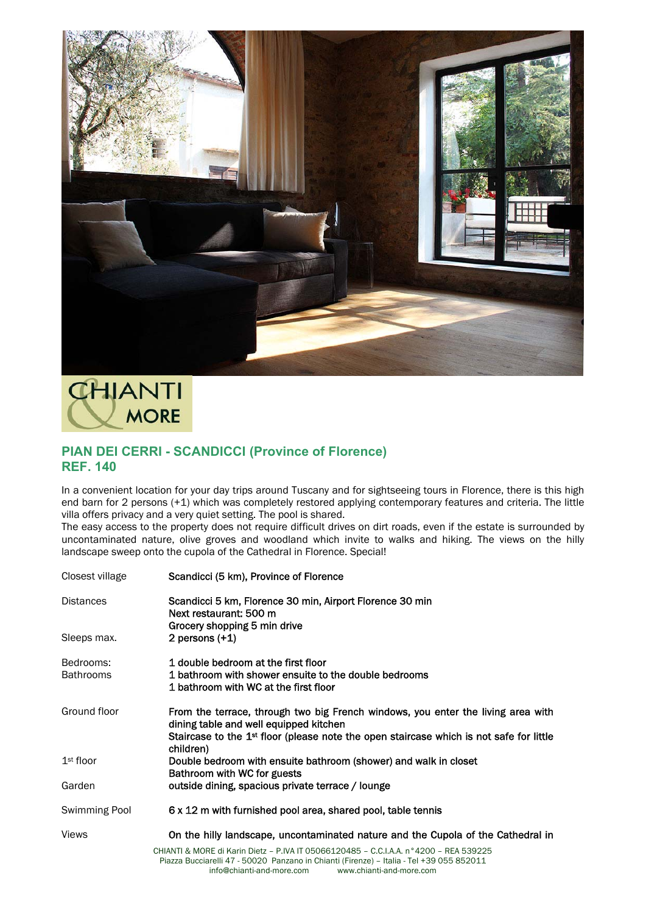## PIAN DEI CERRI - SCANDICCI (Province of Florence)
## REF. 140

In a convenient location for your day trips around Tuscany and for sightseeing tours in Florence, there is this high end barn for 2 persons (+1) which was completely restored applying contemporary features and criteria. The little villa offers privacy and a very quiet setting. The pool is shared.

The easy access to the property does not require difficult drives on dirt roads, even if the estate is surrounded by uncontaminated nature, olive groves and woodland which invite to walks and hiking. The views on the hilly landscape sweep onto the cupola of the Cathedral in Florence. Special!

| | |
|---|---|
| Closest village | Scandicci (5 km), Province of Florence |
| Distances | Scandicci 5 km, Florence 30 min, Airport Florence 30 min<br>Next restaurant: 500 m<br>Grocery shopping 5 min drive |
| Sleeps max. | 2 persons (+1) |
| Bedrooms:<br>Bathrooms | 1 double bedroom at the first floor<br>1 bathroom with shower ensuite to the double bedrooms<br>1 bathroom with WC at the first floor |
| Ground floor | From the terrace, through two big French windows, you enter the living area with dining table and well equipped kitchen<br>Staircase to the 1st floor (please note the open staircase which is not safe for little children) |
| 1st floor | Double bedroom with ensuite bathroom (shower) and walk in closet<br>Bathroom with WC for guests |
| Garden | outside dining, spacious private terrace / lounge |
| Swimming Pool | 6 x 12 m with furnished pool area, shared pool, table tennis |
| Views | On the hilly landscape, uncontaminated nature and the Cupola of the Cathedral in |

CHIANTI & MORE di Karin Dietz – P.IVA IT 05066120485 – C.C.I.A.A. n°4200 – REA 539225
Piazza Bucciarelli 47 - 50020 Panzano in Chianti (Firenze) – Italia - Tel +39 055 852011
info@chianti-and-more.com www.chianti-and-more.com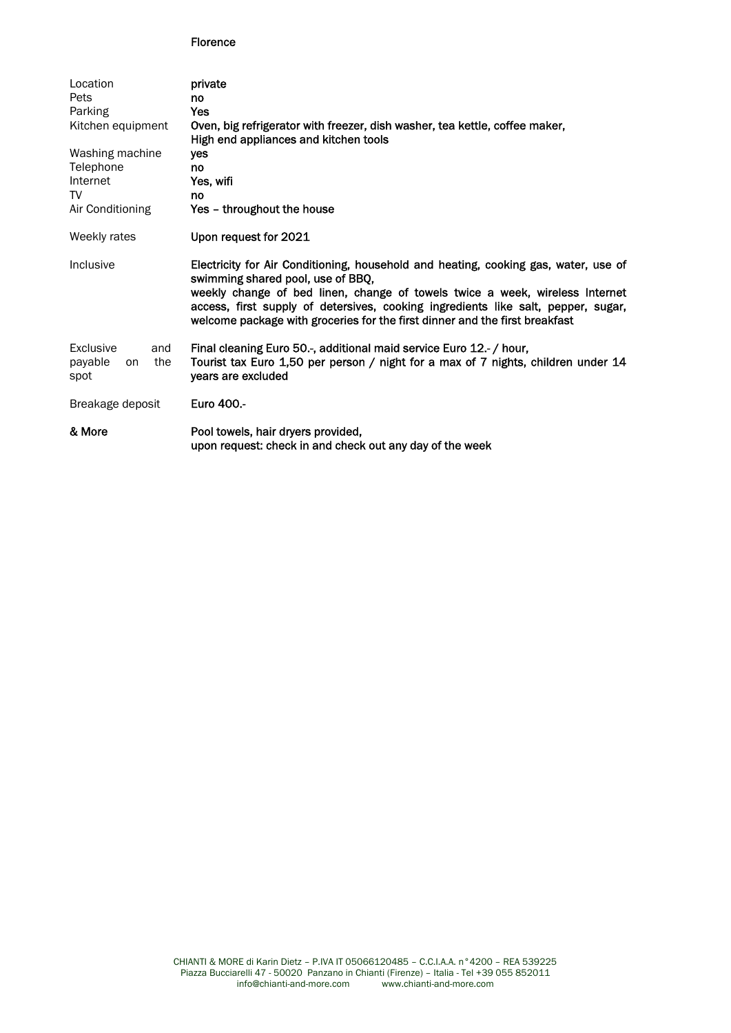Florence

| | |
|---|---|
| Location | private |
| Pets | no |
| Parking | Yes |
| Kitchen equipment | Oven, big refrigerator with freezer, dish washer, tea kettle, coffee maker, High end appliances and kitchen tools |
| Washing machine | yes |
| Telephone | no |
| Internet | Yes, wifi |
| TV | no |
| Air Conditioning | Yes – throughout the house |
| Weekly rates | Upon request for 2021 |
| Inclusive | Electricity for Air Conditioning, household and heating, cooking gas, water, use of swimming shared pool, use of BBQ, weekly change of bed linen, change of towels twice a week, wireless Internet access, first supply of detersives, cooking ingredients like salt, pepper, sugar, welcome package with groceries for the first dinner and the first breakfast |
| Exclusive and payable on the spot | Final cleaning Euro 50.-, additional maid service Euro 12.- / hour, Tourist tax Euro 1,50 per person / night for a max of 7 nights, children under 14 years are excluded |
| Breakage deposit | Euro 400.- |
| **& More** | Pool towels, hair dryers provided, upon request: check in and check out any day of the week |

CHIANTI & MORE di Karin Dietz – P.IVA IT 05066120485 – C.C.I.A.A. n°4200 – REA 539225
Piazza Bucciarelli 47 - 50020 Panzano in Chianti (Firenze) – Italia - Tel +39 055 852011
info@chianti-and-more.com www.chianti-and-more.com